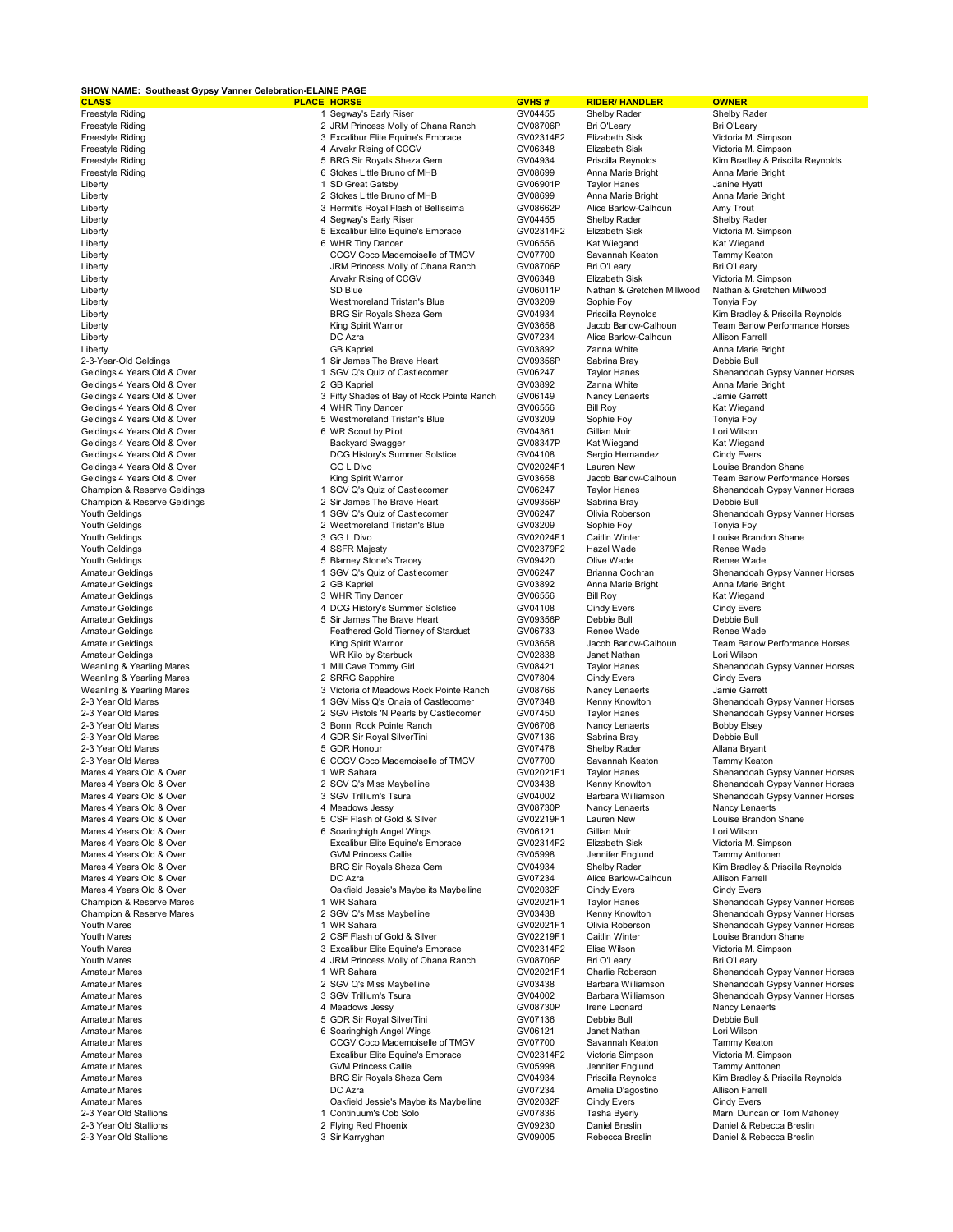**SHOW NAME: Southeast Gypsy Vanner Celebration-ELAINE PAGE**

| CLASS | PLACE | HORSE | GVHS # | RIDER/ HANDLER | OWNER |
|---|---|---|---|---|---|
| Freestyle Riding | 1 | Segway's Early Riser | GV04455 | Shelby Rader | Shelby Rader |
| Freestyle Riding | 2 | JRM Princess Molly of Ohana Ranch | GV08706P | Bri O'Leary | Bri O'Leary |
| Freestyle Riding | 3 | Excalibur Elite Equine's Embrace | GV02314F2 | Elizabeth Sisk | Victoria M. Simpson |
| Freestyle Riding | 4 | Arvakr Rising of CCGV | GV06348 | Elizabeth Sisk | Victoria M. Simpson |
| Freestyle Riding | 5 | BRG Sir Royals Sheza Gem | GV04934 | Priscilla Reynolds | Kim Bradley & Priscilla Reynolds |
| Freestyle Riding | 6 | Stokes Little Bruno of MHB | GV08699 | Anna Marie Bright | Anna Marie Bright |
| Liberty | 1 | SD Great Gatsby | GV06901P | Taylor Hanes | Janine Hyatt |
| Liberty | 2 | Stokes Little Bruno of MHB | GV08699 | Anna Marie Bright | Anna Marie Bright |
| Liberty | 3 | Hermit's Royal Flash of Bellissima | GV08662P | Alice Barlow-Calhoun | Amy Trout |
| Liberty | 4 | Segway's Early Riser | GV04455 | Shelby Rader | Shelby Rader |
| Liberty | 5 | Excalibur Elite Equine's Embrace | GV02314F2 | Elizabeth Sisk | Victoria M. Simpson |
| Liberty | 6 | WHR Tiny Dancer | GV06556 | Kat Wiegand | Kat Wiegand |
| Liberty | | CCGV Coco Mademoiselle of TMGV | GV07700 | Savannah Keaton | Tammy Keaton |
| Liberty | | JRM Princess Molly of Ohana Ranch | GV08706P | Bri O'Leary | Bri O'Leary |
| Liberty | | Arvakr Rising of CCGV | GV06348 | Elizabeth Sisk | Victoria M. Simpson |
| Liberty | | SD Blue | GV06011P | Nathan & Gretchen Millwood | Nathan & Gretchen Millwood |
| Liberty | | Westmoreland Tristan's Blue | GV03209 | Sophie Foy | Tonyia Foy |
| Liberty | | BRG Sir Royals Sheza Gem | GV04934 | Priscilla Reynolds | Kim Bradley & Priscilla Reynolds |
| Liberty | | King Spirit Warrior | GV03658 | Jacob Barlow-Calhoun | Team Barlow Performance Horses |
| Liberty | | DC Azra | GV07234 | Alice Barlow-Calhoun | Allison Farrell |
| Liberty | | GB Kapriel | GV03892 | Zanna White | Anna Marie Bright |
| 2-3-Year-Old Geldings | 1 | Sir James The Brave Heart | GV09356P | Sabrina Bray | Debbie Bull |
| Geldings 4 Years Old & Over | 1 | SGV Q's Quiz of Castlecomer | GV06247 | Taylor Hanes | Shenandoah Gypsy Vanner Horses |
| Geldings 4 Years Old & Over | 2 | GB Kapriel | GV03892 | Zanna White | Anna Marie Bright |
| Geldings 4 Years Old & Over | 3 | Fifty Shades of Bay of Rock Pointe Ranch | GV06149 | Nancy Lenaerts | Jamie Garrett |
| Geldings 4 Years Old & Over | 4 | WHR Tiny Dancer | GV06556 | Bill Roy | Kat Wiegand |
| Geldings 4 Years Old & Over | 5 | Westmoreland Tristan's Blue | GV03209 | Sophie Foy | Tonya Foy |
| Geldings 4 Years Old & Over | 6 | WR Scout by Pilot | GV04361 | Gillian Muir | Lori Wilson |
| Geldings 4 Years Old & Over | | Backyard Swagger | GV08347P | Kat Wiegand | Kat Wiegand |
| Geldings 4 Years Old & Over | | DCG History's Summer Solstice | GV04108 | Sergio Hernandez | Cindy Evers |
| Geldings 4 Years Old & Over | | GG L Divo | GV02024F1 | Lauren New | Louise Brandon Shane |
| Geldings 4 Years Old & Over | | King Spirit Warrior | GV03658 | Jacob Barlow-Calhoun | Team Barlow Performance Horses |
| Champion & Reserve Geldings | 1 | SGV Q's Quiz of Castlecomer | GV06247 | Taylor Hanes | Shenandoah Gypsy Vanner Horses |
| Champion & Reserve Geldings | 2 | Sir James The Brave Heart | GV09356P | Sabrina Bray | Debbie Bull |
| Youth Geldings | 1 | SGV Q's Quiz of Castlecomer | GV06247 | Olivia Roberson | Shenandoah Gypsy Vanner Horses |
| Youth Geldings | 2 | Westmoreland Tristan's Blue | GV03209 | Sophie Foy | Tonya Foy |
| Youth Geldings | 3 | GG L Divo | GV02024F1 | Caitlin Winter | Louise Brandon Shane |
| Youth Geldings | 4 | SSFR Majesty | GV02379F2 | Hazel Wade | Renee Wade |
| Youth Geldings | 5 | Blarney Stone's Tracey | GV09420 | Olive Wade | Renee Wade |
| Amateur Geldings | 1 | SGV Q's Quiz of Castlecomer | GV06247 | Brianna Cochran | Shenandoah Gypsy Vanner Horses |
| Amateur Geldings | 2 | GB Kapriel | GV03892 | Anna Marie Bright | Anna Marie Bright |
| Amateur Geldings | 3 | WHR Tiny Dancer | GV06556 | Bill Roy | Kat Wiegand |
| Amateur Geldings | 4 | DCG History's Summer Solstice | GV04108 | Cindy Evers | Cindy Evers |
| Amateur Geldings | 5 | Sir James The Brave Heart | GV09356P | Debbie Bull | Debbie Bull |
| Amateur Geldings | | Feathered Gold Tierney of Stardust | GV06733 | Renee Wade | Renee Wade |
| Amateur Geldings | | King Spirit Warrior | GV03658 | Jacob Barlow-Calhoun | Team Barlow Performance Horses |
| Amateur Geldings | | WR Kilo by Starbuck | GV02838 | Janet Nathan | Lori Wilson |
| Weanling & Yearling Mares | 1 | Mill Cave Tommy Girl | GV08421 | Taylor Hanes | Shenandoah Gypsy Vanner Horses |
| Weanling & Yearling Mares | 2 | SRRG Sapphire | GV07804 | Cindy Evers | Cindy Evers |
| Weanling & Yearling Mares | 3 | Victoria of Meadows Rock Pointe Ranch | GV08766 | Nancy Lenaerts | Jamie Garrett |
| 2-3 Year Old Mares | 1 | SGV Miss Q's Onaia of Castlecomer | GV07348 | Kenny Knowlton | Shenandoah Gypsy Vanner Horses |
| 2-3 Year Old Mares | 2 | SGV Pistols 'N Pearls by Castlecomer | GV07450 | Taylor Hanes | Shenandoah Gypsy Vanner Horses |
| 2-3 Year Old Mares | 3 | Bonni Rock Pointe Ranch | GV06706 | Nancy Lenaerts | Bobby Elsey |
| 2-3 Year Old Mares | 4 | GDR Sir Royal SilverTini | GV07136 | Sabrina Bray | Debbie Bull |
| 2-3 Year Old Mares | 5 | GDR Honour | GV07478 | Shelby Rader | Allana Bryant |
| 2-3 Year Old Mares | 6 | CCGV Coco Mademoiselle of TMGV | GV07700 | Savannah Keaton | Tammy Keaton |
| Mares 4 Years Old & Over | 1 | WR Sahara | GV02021F1 | Taylor Hanes | Shenandoah Gypsy Vanner Horses |
| Mares 4 Years Old & Over | 2 | SGV Q's Miss Maybelline | GV03438 | Kenny Knowlton | Shenandoah Gypsy Vanner Horses |
| Mares 4 Years Old & Over | 3 | SGV Trillium's Tsura | GV04002 | Barbara Williamson | Shenandoah Gypsy Vanner Horses |
| Mares 4 Years Old & Over | 4 | Meadows Jessy | GV08730P | Nancy Lenaerts | Nancy Lenaerts |
| Mares 4 Years Old & Over | 5 | CSF Flash of Gold & Silver | GV02219F1 | Lauren New | Louise Brandon Shane |
| Mares 4 Years Old & Over | 6 | Soaringhigh Angel Wings | GV06121 | Gillian Muir | Lori Wilson |
| Mares 4 Years Old & Over | | Excalibur Elite Equine's Embrace | GV02314F2 | Elizabeth Sisk | Victoria M. Simpson |
| Mares 4 Years Old & Over | | GVM Princess Callie | GV05998 | Jennifer Englund | Tammy Anttonen |
| Mares 4 Years Old & Over | | BRG Sir Royals Sheza Gem | GV04934 | Shelby Rader | Kim Bradley & Priscilla Reynolds |
| Mares 4 Years Old & Over | | DC Azra | GV07234 | Alice Barlow-Calhoun | Allison Farrell |
| Mares 4 Years Old & Over | | Oakfield Jessie's Maybe its Maybelline | GV02032F | Cindy Evers | Cindy Evers |
| Champion & Reserve Mares | 1 | WR Sahara | GV02021F1 | Taylor Hanes | Shenandoah Gypsy Vanner Horses |
| Champion & Reserve Mares | 2 | SGV Q's Miss Maybelline | GV03438 | Kenny Knowlton | Shenandoah Gypsy Vanner Horses |
| Youth Mares | 1 | WR Sahara | GV02021F1 | Olivia Roberson | Shenandoah Gypsy Vanner Horses |
| Youth Mares | 2 | CSF Flash of Gold & Silver | GV02219F1 | Caitlin Winter | Louise Brandon Shane |
| Youth Mares | 3 | Excalibur Elite Equine's Embrace | GV02314F2 | Elise Wilson | Victoria M. Simpson |
| Youth Mares | 4 | JRM Princess Molly of Ohana Ranch | GV08706P | Bri O'Leary | Bri O'Leary |
| Amateur Mares | 1 | WR Sahara | GV02021F1 | Charlie Roberson | Shenandoah Gypsy Vanner Horses |
| Amateur Mares | 2 | SGV Q's Miss Maybelline | GV03438 | Barbara Williamson | Shenandoah Gypsy Vanner Horses |
| Amateur Mares | 3 | SGV Trillium's Tsura | GV04002 | Barbara Williamson | Shenandoah Gypsy Vanner Horses |
| Amateur Mares | 4 | Meadows Jessy | GV08730P | Irene Leonard | Nancy Lenaerts |
| Amateur Mares | 5 | GDR Sir Royal SilverTini | GV07136 | Debbie Bull | Debbie Bull |
| Amateur Mares | 6 | Soaringhigh Angel Wings | GV06121 | Janet Nathan | Lori Wilson |
| Amateur Mares | | CCGV Coco Mademoiselle of TMGV | GV07700 | Savannah Keaton | Tammy Keaton |
| Amateur Mares | | Excalibur Elite Equine's Embrace | GV02314F2 | Victoria Simpson | Victoria M. Simpson |
| Amateur Mares | | GVM Princess Callie | GV05998 | Jennifer Englund | Tammy Anttonen |
| Amateur Mares | | BRG Sir Royals Sheza Gem | GV04934 | Priscilla Reynolds | Kim Bradley & Priscilla Reynolds |
| Amateur Mares | | DC Azra | GV07234 | Amelia D'agostino | Allison Farrell |
| Amateur Mares | | Oakfield Jessie's Maybe its Maybelline | GV02032F | Cindy Evers | Cindy Evers |
| 2-3 Year Old Stallions | 1 | Continuum's Cob Solo | GV07836 | Tasha Byerly | Marni Duncan or Tom Mahoney |
| 2-3 Year Old Stallions | 2 | Flying Red Phoenix | GV09230 | Daniel Breslin | Daniel & Rebecca Breslin |
| 2-3 Year Old Stallions | 3 | Sir Karryghan | GV09005 | Rebecca Breslin | Daniel & Rebecca Breslin |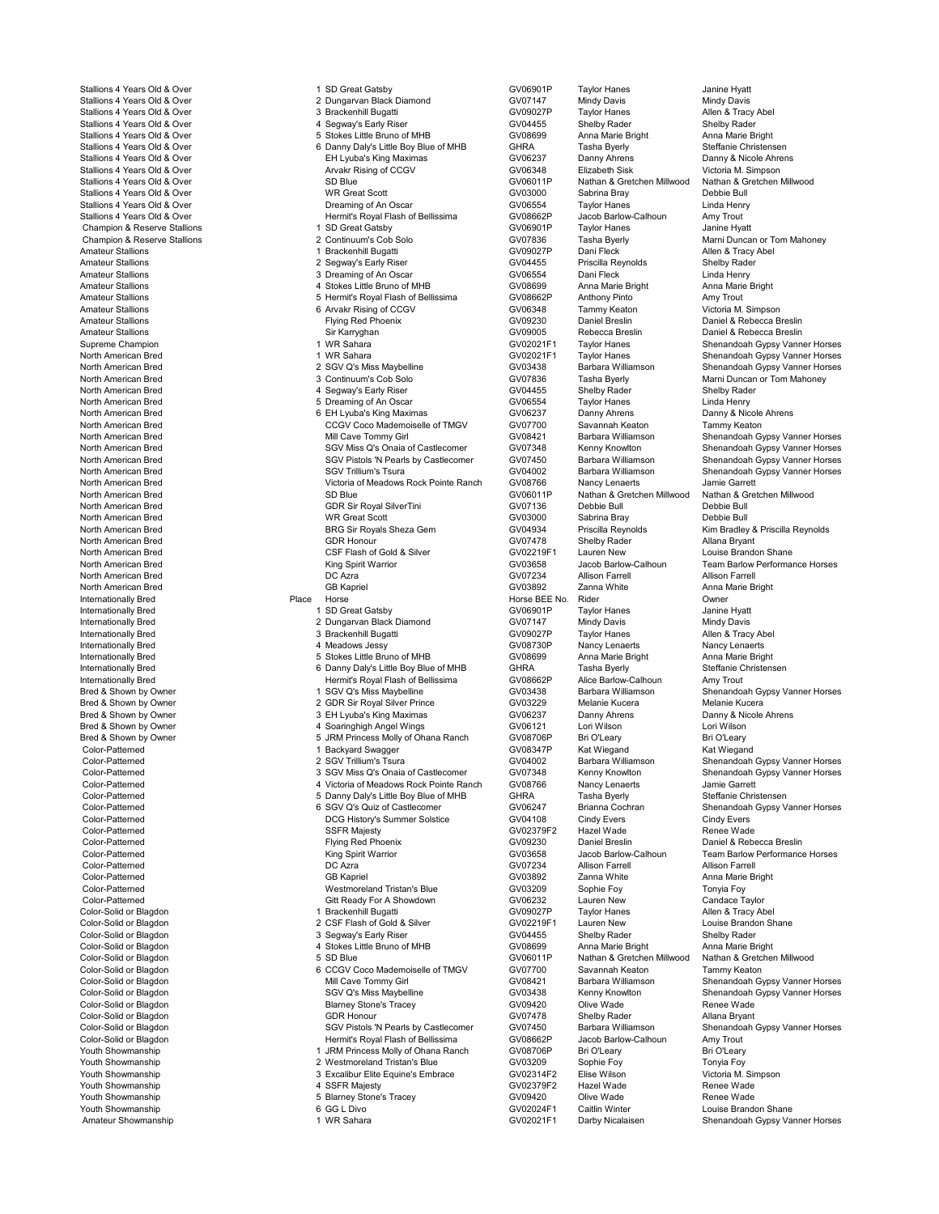| Class | Place | Horse | Horse BEE No. | Rider | Owner |
|---|---|---|---|---|---|
| Stallions 4 Years Old & Over | 1 | SD Great Gatsby | GV06901P | Taylor Hanes | Janine Hyatt |
| Stallions 4 Years Old & Over | 2 | Dungarvan Black Diamond | GV07147 | Mindy Davis | Mindy Davis |
| Stallions 4 Years Old & Over | 3 | Brackenhill Bugatti | GV09027P | Taylor Hanes | Allen & Tracy Abel |
| Stallions 4 Years Old & Over | 4 | Segway's Early Riser | GV04455 | Shelby Rader | Shelby Rader |
| Stallions 4 Years Old & Over | 5 | Stokes Little Bruno of MHB | GV08699 | Anna Marie Bright | Anna Marie Bright |
| Stallions 4 Years Old & Over | 6 | Danny Daly's Little Boy Blue of MHB | GHRA | Tasha Byerly | Steffanie Christensen |
| Stallions 4 Years Old & Over | | EH Lyuba's King Maximas | GV06237 | Danny Ahrens | Danny & Nicole Ahrens |
| Stallions 4 Years Old & Over | | Arvakr Rising of CCGV | GV06348 | Elizabeth Sisk | Victoria M. Simpson |
| Stallions 4 Years Old & Over | | SD Blue | GV06011P | Nathan & Gretchen Millwood | Nathan & Gretchen Millwood |
| Stallions 4 Years Old & Over | | WR Great Scott | GV03000 | Sabrina Bray | Debbie Bull |
| Stallions 4 Years Old & Over | | Dreaming of An Oscar | GV06554 | Taylor Hanes | Linda Henry |
| Stallions 4 Years Old & Over | | Hermit's Royal Flash of Bellissima | GV08662P | Jacob Barlow-Calhoun | Amy Trout |
| Champion & Reserve Stallions | 1 | SD Great Gatsby | GV06901P | Taylor Hanes | Janine Hyatt |
| Champion & Reserve Stallions | 2 | Continuum's Cob Solo | GV07836 | Tasha Byerly | Marni Duncan or Tom Mahoney |
| Amateur Stallions | 1 | Brackenhill Bugatti | GV09027P | Dani Fleck | Allen & Tracy Abel |
| Amateur Stallions | 2 | Segway's Early Riser | GV04455 | Priscilla Reynolds | Shelby Rader |
| Amateur Stallions | 3 | Dreaming of An Oscar | GV06554 | Dani Fleck | Linda Henry |
| Amateur Stallions | 4 | Stokes Little Bruno of MHB | GV08699 | Anna Marie Bright | Anna Marie Bright |
| Amateur Stallions | 5 | Hermit's Royal Flash of Bellissima | GV08662P | Anthony Pinto | Amy Trout |
| Amateur Stallions | 6 | Arvakr Rising of CCGV | GV06348 | Tammy Keaton | Victoria M. Simpson |
| Amateur Stallions | | Flying Red Phoenix | GV09230 | Daniel Breslin | Daniel & Rebecca Breslin |
| Amateur Stallions | | Sir Karryghan | GV09005 | Rebecca Breslin | Daniel & Rebecca Breslin |
| Supreme Champion | 1 | WR Sahara | GV02021F1 | Taylor Hanes | Shenandoah Gypsy Vanner Horses |
| North American Bred | 1 | WR Sahara | GV02021F1 | Taylor Hanes | Shenandoah Gypsy Vanner Horses |
| North American Bred | 2 | SGV Q's Miss Maybelline | GV03438 | Barbara Williamson | Shenandoah Gypsy Vanner Horses |
| North American Bred | 3 | Continuum's Cob Solo | GV07836 | Tasha Byerly | Marni Duncan or Tom Mahoney |
| North American Bred | 4 | Segway's Early Riser | GV04455 | Shelby Rader | Shelby Rader |
| North American Bred | 5 | Dreaming of An Oscar | GV06554 | Taylor Hanes | Linda Henry |
| North American Bred | 6 | EH Lyuba's King Maximas | GV06237 | Danny Ahrens | Danny & Nicole Ahrens |
| North American Bred | | CCGV Coco Mademoiselle of TMGV | GV07700 | Savannah Keaton | Tammy Keaton |
| North American Bred | | Mill Cave Tommy Girl | GV08421 | Barbara Williamson | Shenandoah Gypsy Vanner Horses |
| North American Bred | | SGV Miss Q's Onaia of Castlecomer | GV07348 | Kenny Knowlton | Shenandoah Gypsy Vanner Horses |
| North American Bred | | SGV Pistols 'N Pearls by Castlecomer | GV07450 | Barbara Williamson | Shenandoah Gypsy Vanner Horses |
| North American Bred | | SGV Trillium's Tsura | GV04002 | Barbara Williamson | Shenandoah Gypsy Vanner Horses |
| North American Bred | | Victoria of Meadows Rock Pointe Ranch | GV08766 | Nancy Lenaerts | Jamie Garrett |
| North American Bred | | SD Blue | GV06011P | Nathan & Gretchen Millwood | Nathan & Gretchen Millwood |
| North American Bred | | GDR Sir Royal SilverTini | GV07136 | Debbie Bull | Debbie Bull |
| North American Bred | | WR Great Scott | GV03000 | Sabrina Bray | Debbie Bull |
| North American Bred | | BRG Sir Royals Sheza Gem | GV04934 | Priscilla Reynolds | Kim Bradley & Priscilla Reynolds |
| North American Bred | | GDR Honour | GV07478 | Shelby Rader | Allana Bryant |
| North American Bred | | CSF Flash of Gold & Silver | GV02219F1 | Lauren New | Louise Brandon Shane |
| North American Bred | | King Spirit Warrior | GV03658 | Jacob Barlow-Calhoun | Team Barlow Performance Horses |
| North American Bred | | DC Azra | GV07234 | Allison Farrell | Allison Farrell |
| North American Bred | | GB Kapriel | GV03892 | Zanna White | Anna Marie Bright |
| Internationally Bred | Place | Horse | Horse BEE No. | Rider | Owner |
| Internationally Bred | 1 | SD Great Gatsby | GV06901P | Taylor Hanes | Janine Hyatt |
| Internationally Bred | 2 | Dungarvan Black Diamond | GV07147 | Mindy Davis | Mindy Davis |
| Internationally Bred | 3 | Brackenhill Bugatti | GV09027P | Taylor Hanes | Allen & Tracy Abel |
| Internationally Bred | 4 | Meadows Jessy | GV08730P | Nancy Lenaerts | Nancy Lenaerts |
| Internationally Bred | 5 | Stokes Little Bruno of MHB | GV08699 | Anna Marie Bright | Anna Marie Bright |
| Internationally Bred | 6 | Danny Daly's Little Boy Blue of MHB | GHRA | Tasha Byerly | Steffanie Christensen |
| Internationally Bred | | Hermit's Royal Flash of Bellissima | GV08662P | Alice Barlow-Calhoun | Amy Trout |
| Bred & Shown by Owner | 1 | SGV Q's Miss Maybelline | GV03438 | Barbara Williamson | Shenandoah Gypsy Vanner Horses |
| Bred & Shown by Owner | 2 | GDR Sir Royal Silver Prince | GV03229 | Melanie Kucera | Melanie Kucera |
| Bred & Shown by Owner | 3 | EH Lyuba's King Maximas | GV06237 | Danny Ahrens | Danny & Nicole Ahrens |
| Bred & Shown by Owner | 4 | Soaringhigh Angel Wings | GV06121 | Lori Wilson | Lori Wilson |
| Bred & Shown by Owner | 5 | JRM Princess Molly of Ohana Ranch | GV08706P | Bri O'Leary | Bri O'Leary |
| Color-Patterned | 1 | Backyard Swagger | GV08347P | Kat Wiegand | Kat Wiegand |
| Color-Patterned | 2 | SGV Trillium's Tsura | GV04002 | Barbara Williamson | Shenandoah Gypsy Vanner Horses |
| Color-Patterned | 3 | SGV Miss Q's Onaia of Castlecomer | GV07348 | Kenny Knowlton | Shenandoah Gypsy Vanner Horses |
| Color-Patterned | 4 | Victoria of Meadows Rock Pointe Ranch | GV08766 | Nancy Lenaerts | Jamie Garrett |
| Color-Patterned | 5 | Danny Daly's Little Boy Blue of MHB | GHRA | Tasha Byerly | Steffanie Christensen |
| Color-Patterned | 6 | SGV Q's Quiz of Castlecomer | GV06247 | Brianna Cochran | Shenandoah Gypsy Vanner Horses |
| Color-Patterned | | DCG History's Summer Solstice | GV04108 | Cindy Evers | Cindy Evers |
| Color-Patterned | | SSFR Majesty | GV02379F2 | Hazel Wade | Renee Wade |
| Color-Patterned | | Flying Red Phoenix | GV09230 | Daniel Breslin | Daniel & Rebecca Breslin |
| Color-Patterned | | King Spirit Warrior | GV03658 | Jacob Barlow-Calhoun | Team Barlow Performance Horses |
| Color-Patterned | | DC Azra | GV07234 | Allison Farrell | Allison Farrell |
| Color-Patterned | | GB Kapriel | GV03892 | Zanna White | Anna Marie Bright |
| Color-Patterned | | Westmoreland Tristan's Blue | GV03209 | Sophie Foy | Tonyia Foy |
| Color-Patterned | | Gitt Ready For A Showdown | GV06232 | Lauren New | Candace Taylor |
| Color-Solid or Blagdon | 1 | Brackenhill Bugatti | GV09027P | Taylor Hanes | Allen & Tracy Abel |
| Color-Solid or Blagdon | 2 | CSF Flash of Gold & Silver | GV02219F1 | Lauren New | Louise Brandon Shane |
| Color-Solid or Blagdon | 3 | Segway's Early Riser | GV04455 | Shelby Rader | Shelby Rader |
| Color-Solid or Blagdon | 4 | Stokes Little Bruno of MHB | GV08699 | Anna Marie Bright | Anna Marie Bright |
| Color-Solid or Blagdon | 5 | SD Blue | GV06011P | Nathan & Gretchen Millwood | Nathan & Gretchen Millwood |
| Color-Solid or Blagdon | 6 | CCGV Coco Mademoiselle of TMGV | GV07700 | Savannah Keaton | Tammy Keaton |
| Color-Solid or Blagdon | | Mill Cave Tommy Girl | GV08421 | Barbara Williamson | Shenandoah Gypsy Vanner Horses |
| Color-Solid or Blagdon | | SGV Q's Miss Maybelline | GV03438 | Kenny Knowlton | Shenandoah Gypsy Vanner Horses |
| Color-Solid or Blagdon | | Blarney Stone's Tracey | GV09420 | Olive Wade | Renee Wade |
| Color-Solid or Blagdon | | GDR Honour | GV07478 | Shelby Rader | Allana Bryant |
| Color-Solid or Blagdon | | SGV Pistols 'N Pearls by Castlecomer | GV07450 | Barbara Williamson | Shenandoah Gypsy Vanner Horses |
| Color-Solid or Blagdon | | Hermit's Royal Flash of Bellissima | GV08662P | Jacob Barlow-Calhoun | Amy Trout |
| Youth Showmanship | 1 | JRM Princess Molly of Ohana Ranch | GV08706P | Bri O'Leary | Bri O'Leary |
| Youth Showmanship | 2 | Westmoreland Tristan's Blue | GV03209 | Sophie Foy | Tonyia Foy |
| Youth Showmanship | 3 | Excalibur Elite Equine's Embrace | GV02314F2 | Elise Wilson | Victoria M. Simpson |
| Youth Showmanship | 4 | SSFR Majesty | GV02379F2 | Hazel Wade | Renee Wade |
| Youth Showmanship | 5 | Blarney Stone's Tracey | GV09420 | Olive Wade | Renee Wade |
| Youth Showmanship | 6 | GG L Divo | GV02024F1 | Caitlin Winter | Louise Brandon Shane |
| Amateur Showmanship | 1 | WR Sahara | GV02021F1 | Darby Nicalaisen | Shenandoah Gypsy Vanner Horses |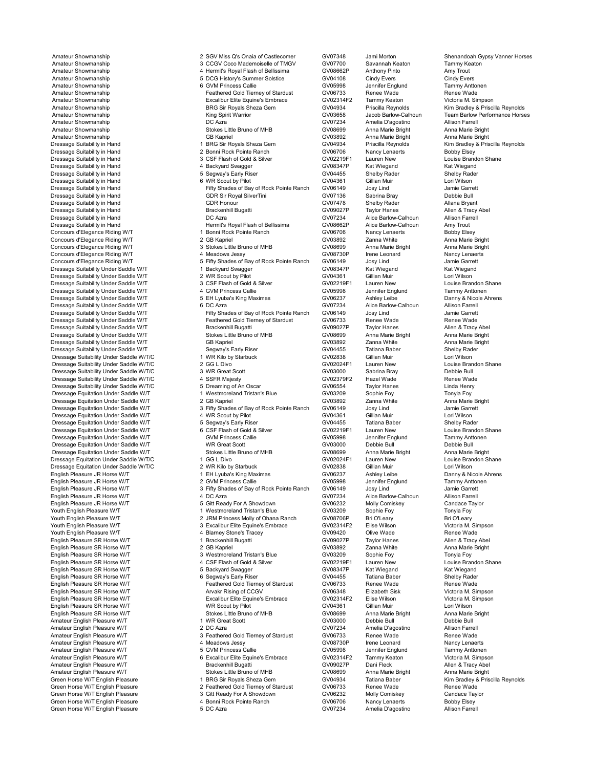| Class | Place | Horse | Reg # | Rider/Handler | Owner |
|---|---|---|---|---|---|
| Amateur Showmanship | 2 | SGV Miss Q's Onaia of Castlecomer | GV07348 | Jami Morton | Shenandoah Gypsy Vanner Horses |
| Amateur Showmanship | 3 | CCGV Coco Mademoiselle of TMGV | GV07700 | Savannah Keaton | Tammy Keaton |
| Amateur Showmanship | 4 | Hermit's Royal Flash of Bellissima | GV08662P | Anthony Pinto | Amy Trout |
| Amateur Showmanship | 5 | DCG History's Summer Solstice | GV04108 | Cindy Evers | Cindy Evers |
| Amateur Showmanship | 6 | GVM Princess Callie | GV05998 | Jennifer Englund | Tammy Anttonen |
| Amateur Showmanship | | Feathered Gold Tierney of Stardust | GV06733 | Renee Wade | Renee Wade |
| Amateur Showmanship | | Excalibur Elite Equine's Embrace | GV02314F2 | Tammy Keaton | Victoria M. Simpson |
| Amateur Showmanship | | BRG Sir Royals Sheza Gem | GV04934 | Priscilla Reynolds | Kim Bradley & Priscilla Reynolds |
| Amateur Showmanship | | King Spirit Warrior | GV03658 | Jacob Barlow-Calhoun | Team Barlow Performance Horses |
| Amateur Showmanship | | DC Azra | GV07234 | Amelia D'agostino | Allison Farrell |
| Amateur Showmanship | | Stokes Little Bruno of MHB | GV08699 | Anna Marie Bright | Anna Marie Bright |
| Amateur Showmanship | | GB Kapriel | GV03892 | Anna Marie Bright | Anna Marie Bright |
| Dressage Suitability in Hand | 1 | BRG Sir Royals Sheza Gem | GV04934 | Priscilla Reynolds | Kim Bradley & Priscilla Reynolds |
| Dressage Suitability in Hand | 2 | Bonni Rock Pointe Ranch | GV06706 | Nancy Lenaerts | Bobby Elsey |
| Dressage Suitability in Hand | 3 | CSF Flash of Gold & Silver | GV02219F1 | Lauren New | Louise Brandon Shane |
| Dressage Suitability in Hand | 4 | Backyard Swagger | GV08347P | Kat Wiegand | Kat Wiegand |
| Dressage Suitability in Hand | 5 | Segway's Early Riser | GV04455 | Shelby Rader | Shelby Rader |
| Dressage Suitability in Hand | 6 | WR Scout by Pilot | GV04361 | Gillian Muir | Lori Wilson |
| Dressage Suitability in Hand | | Fifty Shades of Bay of Rock Pointe Ranch | GV06149 | Josy Lind | Jamie Garrett |
| Dressage Suitability in Hand | | GDR Sir Royal SilverTini | GV07136 | Sabrina Bray | Debbie Bull |
| Dressage Suitability in Hand | | GDR Honour | GV07478 | Shelby Rader | Allana Bryant |
| Dressage Suitability in Hand | | Brackenhill Bugatti | GV09027P | Taylor Hanes | Allen & Tracy Abel |
| Dressage Suitability in Hand | | DC Azra | GV07234 | Alice Barlow-Calhoun | Allison Farrell |
| Dressage Suitability in Hand | | Hermit's Royal Flash of Bellissima | GV08662P | Alice Barlow-Calhoun | Amy Trout |
| Concours d'Elegance Riding W/T | 1 | Bonni Rock Pointe Ranch | GV06706 | Nancy Lenaerts | Bobby Elsey |
| Concours d'Elegance Riding W/T | 2 | GB Kapriel | GV03892 | Zanna White | Anna Marie Bright |
| Concours d'Elegance Riding W/T | 3 | Stokes Little Bruno of MHB | GV08699 | Anna Marie Bright | Anna Marie Bright |
| Concours d'Elegance Riding W/T | 4 | Meadows Jessy | GV08730P | Irene Leonard | Nancy Lenaerts |
| Concours d'Elegance Riding W/T | 5 | Fifty Shades of Bay of Rock Pointe Ranch | GV06149 | Josy Lind | Jamie Garrett |
| Dressage Suitability Under Saddle W/T | 1 | Backyard Swagger | GV08347P | Kat Wiegand | Kat Wiegand |
| Dressage Suitability Under Saddle W/T | 2 | WR Scout by Pilot | GV04361 | Gillian Muir | Lori Wilson |
| Dressage Suitability Under Saddle W/T | 3 | CSF Flash of Gold & Silver | GV02219F1 | Lauren New | Louise Brandon Shane |
| Dressage Suitability Under Saddle W/T | 4 | GVM Princess Callie | GV05998 | Jennifer Englund | Tammy Anttonen |
| Dressage Suitability Under Saddle W/T | 5 | EH Lyuba's King Maximas | GV06237 | Ashley Leibe | Danny & Nicole Ahrens |
| Dressage Suitability Under Saddle W/T | 6 | DC Azra | GV07234 | Alice Barlow-Calhoun | Allison Farrell |
| Dressage Suitability Under Saddle W/T | | Fifty Shades of Bay of Rock Pointe Ranch | GV06149 | Josy Lind | Jamie Garrett |
| Dressage Suitability Under Saddle W/T | | Feathered Gold Tierney of Stardust | GV06733 | Renee Wade | Renee Wade |
| Dressage Suitability Under Saddle W/T | | Brackenhill Bugatti | GV09027P | Taylor Hanes | Allen & Tracy Abel |
| Dressage Suitability Under Saddle W/T | | Stokes Little Bruno of MHB | GV08699 | Anna Marie Bright | Anna Marie Bright |
| Dressage Suitability Under Saddle W/T | | GB Kapriel | GV03892 | Zanna White | Anna Marie Bright |
| Dressage Suitability Under Saddle W/T | | Segway's Early Riser | GV04455 | Tatiana Baber | Shelby Rader |
| Dressage Suitability Under Saddle W/T/C | 1 | WR Kilo by Starbuck | GV02838 | Gillian Muir | Lori Wilson |
| Dressage Suitability Under Saddle W/T/C | 2 | GG L Divo | GV02024F1 | Lauren New | Louise Brandon Shane |
| Dressage Suitability Under Saddle W/T/C | 3 | WR Great Scott | GV03000 | Sabrina Bray | Debbie Bull |
| Dressage Suitability Under Saddle W/T/C | 4 | SSFR Majesty | GV02379F2 | Hazel Wade | Renee Wade |
| Dressage Suitability Under Saddle W/T/C | 5 | Dreaming of An Oscar | GV06554 | Taylor Hanes | Linda Henry |
| Dressage Equitation Under Saddle W/T | 1 | Westmoreland Tristan's Blue | GV03209 | Sophie Foy | Tonyia Foy |
| Dressage Equitation Under Saddle W/T | 2 | GB Kapriel | GV03892 | Zanna White | Anna Marie Bright |
| Dressage Equitation Under Saddle W/T | 3 | Fifty Shades of Bay of Rock Pointe Ranch | GV06149 | Josy Lind | Jamie Garrett |
| Dressage Equitation Under Saddle W/T | 4 | WR Scout by Pilot | GV04361 | Gillian Muir | Lori Wilson |
| Dressage Equitation Under Saddle W/T | 5 | Segway's Early Riser | GV04455 | Tatiana Baber | Shelby Rader |
| Dressage Equitation Under Saddle W/T | 6 | CSF Flash of Gold & Silver | GV02219F1 | Lauren New | Louise Brandon Shane |
| Dressage Equitation Under Saddle W/T | | GVM Princess Callie | GV05998 | Jennifer Englund | Tammy Anttonen |
| Dressage Equitation Under Saddle W/T | | WR Great Scott | GV03000 | Debbie Bull | Debbie Bull |
| Dressage Equitation Under Saddle W/T | | Stokes Little Bruno of MHB | GV08699 | Anna Marie Bright | Anna Marie Bright |
| Dressage Equitation Under Saddle W/T/C | 1 | GG L Divo | GV02024F1 | Lauren New | Louise Brandon Shane |
| Dressage Equitation Under Saddle W/T/C | 2 | WR Kilo by Starbuck | GV02838 | Gillian Muir | Lori Wilson |
| English Pleasure JR Horse W/T | 1 | EH Lyuba's King Maximas | GV06237 | Ashley Leibe | Danny & Nicole Ahrens |
| English Pleasure JR Horse W/T | 2 | GVM Princess Callie | GV05998 | Jennifer Englund | Tammy Anttonen |
| English Pleasure JR Horse W/T | 3 | Fifty Shades of Bay of Rock Pointe Ranch | GV06149 | Josy Lind | Jamie Garrett |
| English Pleasure JR Horse W/T | 4 | DC Azra | GV07234 | Alice Barlow-Calhoun | Allison Farrell |
| English Pleasure JR Horse W/T | 5 | Gitt Ready For A Showdown | GV06232 | Molly Comiskey | Candace Taylor |
| Youth English Pleasure W/T | 1 | Westmoreland Tristan's Blue | GV03209 | Sophie Foy | Tonyia Foy |
| Youth English Pleasure W/T | 2 | JRM Princess Molly of Ohana Ranch | GV08706P | Bri O'Leary | Bri O'Leary |
| Youth English Pleasure W/T | 3 | Excalibur Elite Equine's Embrace | GV02314F2 | Elise Wilson | Victoria M. Simpson |
| Youth English Pleasure W/T | 4 | Blarney Stone's Tracey | GV09420 | Olive Wade | Renee Wade |
| English Pleasure SR Horse W/T | 1 | Brackenhill Bugatti | GV09027P | Taylor Hanes | Allen & Tracy Abel |
| English Pleasure SR Horse W/T | 2 | GB Kapriel | GV03892 | Zanna White | Anna Marie Bright |
| English Pleasure SR Horse W/T | 3 | Westmoreland Tristan's Blue | GV03209 | Sophie Foy | Tonyia Foy |
| English Pleasure SR Horse W/T | 4 | CSF Flash of Gold & Silver | GV02219F1 | Lauren New | Louise Brandon Shane |
| English Pleasure SR Horse W/T | 5 | Backyard Swagger | GV08347P | Kat Wiegand | Kat Wiegand |
| English Pleasure SR Horse W/T | 6 | Segway's Early Riser | GV04455 | Tatiana Baber | Shelby Rader |
| English Pleasure SR Horse W/T | | Feathered Gold Tierney of Stardust | GV06733 | Renee Wade | Renee Wade |
| English Pleasure SR Horse W/T | | Arvakr Rising of CCGV | GV06348 | Elizabeth Sisk | Victoria M. Simpson |
| English Pleasure SR Horse W/T | | Excalibur Elite Equine's Embrace | GV02314F2 | Elise Wilson | Victoria M. Simpson |
| English Pleasure SR Horse W/T | | WR Scout by Pilot | GV04361 | Gillian Muir | Lori Wilson |
| English Pleasure SR Horse W/T | | Stokes Little Bruno of MHB | GV08699 | Anna Marie Bright | Anna Marie Bright |
| Amateur English Pleasure W/T | 1 | WR Great Scott | GV03000 | Debbie Bull | Debbie Bull |
| Amateur English Pleasure W/T | 2 | DC Azra | GV07234 | Amelia D'agostino | Allison Farrell |
| Amateur English Pleasure W/T | 3 | Feathered Gold Tierney of Stardust | GV06733 | Renee Wade | Renee Wade |
| Amateur English Pleasure W/T | 4 | Meadows Jessy | GV08730P | Irene Leonard | Nancy Lenaerts |
| Amateur English Pleasure W/T | 5 | GVM Princess Callie | GV05998 | Jennifer Englund | Tammy Anttonen |
| Amateur English Pleasure W/T | 6 | Excalibur Elite Equine's Embrace | GV02314F2 | Tammy Keaton | Victoria M. Simpson |
| Amateur English Pleasure W/T | | Brackenhill Bugatti | GV09027P | Dani Fleck | Allen & Tracy Abel |
| Amateur English Pleasure W/T | | Stokes Little Bruno of MHB | GV08699 | Anna Marie Bright | Anna Marie Bright |
| Green Horse W/T English Pleasure | 1 | BRG Sir Royals Sheza Gem | GV04934 | Tatiana Baber | Kim Bradley & Priscilla Reynolds |
| Green Horse W/T English Pleasure | 2 | Feathered Gold Tierney of Stardust | GV06733 | Renee Wade | Renee Wade |
| Green Horse W/T English Pleasure | 3 | Gitt Ready For A Showdown | GV06232 | Molly Comiskey | Candace Taylor |
| Green Horse W/T English Pleasure | 4 | Bonni Rock Pointe Ranch | GV06706 | Nancy Lenaerts | Bobby Elsey |
| Green Horse W/T English Pleasure | 5 | DC Azra | GV07234 | Amelia D'agostino | Allison Farrell |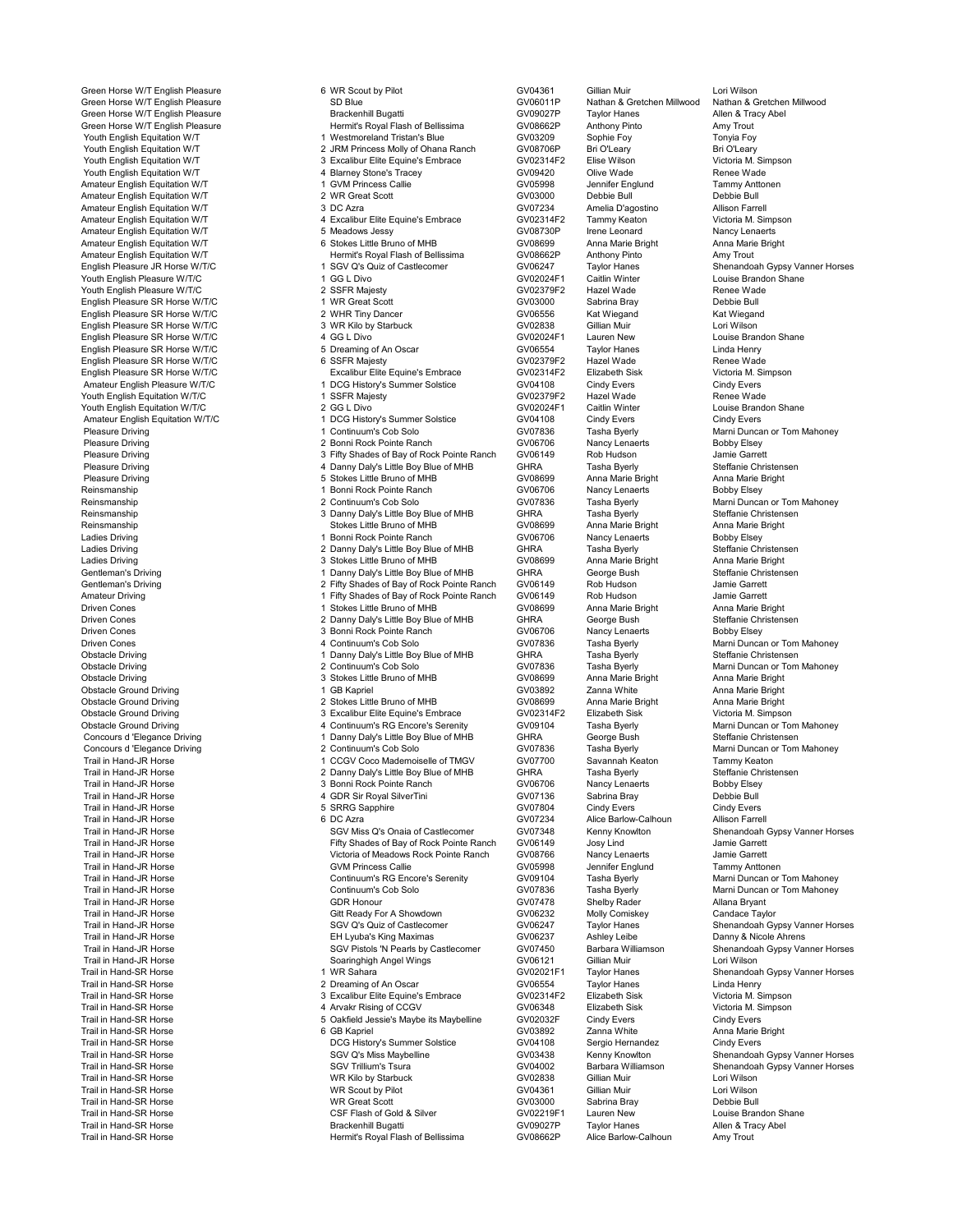| Class | Place | Horse | Reg # | Rider/Handler | Owner |
|---|---|---|---|---|---|
| Green Horse W/T English Pleasure | 6 | WR Scout by Pilot | GV04361 | Gillian Muir | Lori Wilson |
| Green Horse W/T English Pleasure | | SD Blue | GV06011P | Nathan & Gretchen Millwood | Nathan & Gretchen Millwood |
| Green Horse W/T English Pleasure | | Brackenhill Bugatti | GV09027P | Taylor Hanes | Allen & Tracy Abel |
| Green Horse W/T English Pleasure | | Hermit's Royal Flash of Bellissima | GV08662P | Anthony Pinto | Amy Trout |
| Youth English Equitation W/T | 1 | Westmoreland Tristan's Blue | GV03209 | Sophie Foy | Tonyia Foy |
| Youth English Equitation W/T | 2 | JRM Princess Molly of Ohana Ranch | GV08706P | Bri O'Leary | Bri O'Leary |
| Youth English Equitation W/T | 3 | Excalibur Elite Equine's Embrace | GV02314F2 | Elise Wilson | Victoria M. Simpson |
| Youth English Equitation W/T | 4 | Blarney Stone's Tracey | GV09420 | Olive Wade | Renee Wade |
| Amateur English Equitation W/T | 1 | GVM Princess Callie | GV05998 | Jennifer Englund | Tammy Anttonen |
| Amateur English Equitation W/T | 2 | WR Great Scott | GV03000 | Debbie Bull | Debbie Bull |
| Amateur English Equitation W/T | 3 | DC Azra | GV07234 | Amelia D'agostino | Allison Farrell |
| Amateur English Equitation W/T | 4 | Excalibur Elite Equine's Embrace | GV02314F2 | Tammy Keaton | Victoria M. Simpson |
| Amateur English Equitation W/T | 5 | Meadows Jessy | GV08730P | Irene Leonard | Nancy Lenaerts |
| Amateur English Equitation W/T | 6 | Stokes Little Bruno of MHB | GV08699 | Anna Marie Bright | Anna Marie Bright |
| Amateur English Equitation W/T | | Hermit's Royal Flash of Bellissima | GV08662P | Anthony Pinto | Amy Trout |
| English Pleasure JR Horse W/T/C | 1 | SGV Q's Quiz of Castlecomer | GV06247 | Taylor Hanes | Shenandoah Gypsy Vanner Horses |
| Youth English Pleasure W/T/C | 1 | GG L Divo | GV02024F1 | Caitlin Winter | Louise Brandon Shane |
| Youth English Pleasure W/T/C | 2 | SSFR Majesty | GV02379F2 | Hazel Wade | Renee Wade |
| English Pleasure SR Horse W/T/C | 1 | WR Great Scott | GV03000 | Sabrina Bray | Debbie Bull |
| English Pleasure SR Horse W/T/C | 2 | WHR Tiny Dancer | GV06556 | Kat Wiegand | Kat Wiegand |
| English Pleasure SR Horse W/T/C | 3 | WR Kilo by Starbuck | GV02838 | Gillian Muir | Lori Wilson |
| English Pleasure SR Horse W/T/C | 4 | GG L Divo | GV02024F1 | Lauren New | Louise Brandon Shane |
| English Pleasure SR Horse W/T/C | 5 | Dreaming of An Oscar | GV06554 | Taylor Hanes | Linda Henry |
| English Pleasure SR Horse W/T/C | 6 | SSFR Majesty | GV02379F2 | Hazel Wade | Renee Wade |
| English Pleasure SR Horse W/T/C | | Excalibur Elite Equine's Embrace | GV02314F2 | Elizabeth Sisk | Victoria M. Simpson |
| Amateur English Pleasure W/T/C | 1 | DCG History's Summer Solstice | GV04108 | Cindy Evers | Cindy Evers |
| Youth English Equitation W/T/C | 1 | SSFR Majesty | GV02379F2 | Hazel Wade | Renee Wade |
| Youth English Equitation W/T/C | 2 | GG L Divo | GV02024F1 | Caitlin Winter | Louise Brandon Shane |
| Amateur English Equitation W/T/C | 1 | DCG History's Summer Solstice | GV04108 | Cindy Evers | Cindy Evers |
| Pleasure Driving | 1 | Continuum's Cob Solo | GV07836 | Tasha Byerly | Marni Duncan or Tom Mahoney |
| Pleasure Driving | 2 | Bonni Rock Pointe Ranch | GV06706 | Nancy Lenaerts | Bobby Elsey |
| Pleasure Driving | 3 | Fifty Shades of Bay of Rock Pointe Ranch | GV06149 | Rob Hudson | Jamie Garrett |
| Pleasure Driving | 4 | Danny Daly's Little Boy Blue of MHB | GHRA | Tasha Byerly | Steffanie Christensen |
| Pleasure Driving | 5 | Stokes Little Bruno of MHB | GV08699 | Anna Marie Bright | Anna Marie Bright |
| Reinsmanship | 1 | Bonni Rock Pointe Ranch | GV06706 | Nancy Lenaerts | Bobby Elsey |
| Reinsmanship | 2 | Continuum's Cob Solo | GV07836 | Tasha Byerly | Marni Duncan or Tom Mahoney |
| Reinsmanship | 3 | Danny Daly's Little Boy Blue of MHB | GHRA | Tasha Byerly | Steffanie Christensen |
| Reinsmanship | | Stokes Little Bruno of MHB | GV08699 | Anna Marie Bright | Anna Marie Bright |
| Ladies Driving | 1 | Bonni Rock Pointe Ranch | GV06706 | Nancy Lenaerts | Bobby Elsey |
| Ladies Driving | 2 | Danny Daly's Little Boy Blue of MHB | GHRA | Tasha Byerly | Steffanie Christensen |
| Ladies Driving | 3 | Stokes Little Bruno of MHB | GV08699 | Anna Marie Bright | Anna Marie Bright |
| Gentleman's Driving | 1 | Danny Daly's Little Boy Blue of MHB | GHRA | George Bush | Steffanie Christensen |
| Gentleman's Driving | 2 | Fifty Shades of Bay of Rock Pointe Ranch | GV06149 | Rob Hudson | Jamie Garrett |
| Amateur Driving | 1 | Fifty Shades of Bay of Rock Pointe Ranch | GV06149 | Rob Hudson | Jamie Garrett |
| Driven Cones | 1 | Stokes Little Bruno of MHB | GV08699 | Anna Marie Bright | Anna Marie Bright |
| Driven Cones | 2 | Danny Daly's Little Boy Blue of MHB | GHRA | George Bush | Steffanie Christensen |
| Driven Cones | 3 | Bonni Rock Pointe Ranch | GV06706 | Nancy Lenaerts | Bobby Elsey |
| Driven Cones | 4 | Continuum's Cob Solo | GV07836 | Tasha Byerly | Marni Duncan or Tom Mahoney |
| Obstacle Driving | 1 | Danny Daly's Little Boy Blue of MHB | GHRA | Tasha Byerly | Steffanie Christensen |
| Obstacle Driving | 2 | Continuum's Cob Solo | GV07836 | Tasha Byerly | Marni Duncan or Tom Mahoney |
| Obstacle Driving | 3 | Stokes Little Bruno of MHB | GV08699 | Anna Marie Bright | Anna Marie Bright |
| Obstacle Ground Driving | 1 | GB Kapriel | GV03892 | Zanna White | Anna Marie Bright |
| Obstacle Ground Driving | 2 | Stokes Little Bruno of MHB | GV08699 | Anna Marie Bright | Anna Marie Bright |
| Obstacle Ground Driving | 3 | Excalibur Elite Equine's Embrace | GV02314F2 | Elizabeth Sisk | Victoria M. Simpson |
| Obstacle Ground Driving | 4 | Continuum's RG Encore's Serenity | GV09104 | Tasha Byerly | Marni Duncan or Tom Mahoney |
| Concours d 'Elegance Driving | 1 | Danny Daly's Little Boy Blue of MHB | GHRA | George Bush | Steffanie Christensen |
| Concours d 'Elegance Driving | 2 | Continuum's Cob Solo | GV07836 | Tasha Byerly | Marni Duncan or Tom Mahoney |
| Trail in Hand-JR Horse | 1 | CCGV Coco Mademoiselle of TMGV | GV07700 | Savannah Keaton | Tammy Keaton |
| Trail in Hand-JR Horse | 2 | Danny Daly's Little Boy Blue of MHB | GHRA | Tasha Byerly | Steffanie Christensen |
| Trail in Hand-JR Horse | 3 | Bonni Rock Pointe Ranch | GV06706 | Nancy Lenaerts | Bobby Elsey |
| Trail in Hand-JR Horse | 4 | GDR Sir Royal SilverTini | GV07136 | Sabrina Bray | Debbie Bull |
| Trail in Hand-JR Horse | 5 | SRRG Sapphire | GV07804 | Cindy Evers | Cindy Evers |
| Trail in Hand-JR Horse | 6 | DC Azra | GV07234 | Alice Barlow-Calhoun | Allison Farrell |
| Trail in Hand-JR Horse | | SGV Miss Q's Onaia of Castlecomer | GV07348 | Kenny Knowlton | Shenandoah Gypsy Vanner Horses |
| Trail in Hand-JR Horse | | Fifty Shades of Bay of Rock Pointe Ranch | GV06149 | Josy Lind | Jamie Garrett |
| Trail in Hand-JR Horse | | Victoria of Meadows Rock Pointe Ranch | GV08766 | Nancy Lenaerts | Jamie Garrett |
| Trail in Hand-JR Horse | | GVM Princess Callie | GV05998 | Jennifer Englund | Tammy Anttonen |
| Trail in Hand-JR Horse | | Continuum's RG Encore's Serenity | GV09104 | Tasha Byerly | Marni Duncan or Tom Mahoney |
| Trail in Hand-JR Horse | | Continuum's Cob Solo | GV07836 | Tasha Byerly | Marni Duncan or Tom Mahoney |
| Trail in Hand-JR Horse | | GDR Honour | GV07478 | Shelby Rader | Allana Bryant |
| Trail in Hand-JR Horse | | Gitt Ready For A Showdown | GV06232 | Molly Comiskey | Candace Taylor |
| Trail in Hand-JR Horse | | SGV Q's Quiz of Castlecomer | GV06247 | Taylor Hanes | Shenandoah Gypsy Vanner Horses |
| Trail in Hand-JR Horse | | EH Lyuba's King Maximas | GV06237 | Ashley Leibe | Danny & Nicole Ahrens |
| Trail in Hand-JR Horse | | SGV Pistols 'N Pearls by Castlecomer | GV07450 | Barbara Williamson | Shenandoah Gypsy Vanner Horses |
| Trail in Hand-JR Horse | | Soaringhigh Angel Wings | GV06121 | Gillian Muir | Lori Wilson |
| Trail in Hand-SR Horse | 1 | WR Sahara | GV02021F1 | Taylor Hanes | Shenandoah Gypsy Vanner Horses |
| Trail in Hand-SR Horse | 2 | Dreaming of An Oscar | GV06554 | Taylor Hanes | Linda Henry |
| Trail in Hand-SR Horse | 3 | Excalibur Elite Equine's Embrace | GV02314F2 | Elizabeth Sisk | Victoria M. Simpson |
| Trail in Hand-SR Horse | 4 | Arvakr Rising of CCGV | GV06348 | Elizabeth Sisk | Victoria M. Simpson |
| Trail in Hand-SR Horse | 5 | Oakfield Jessie's Maybe its Maybelline | GV02032F | Cindy Evers | Cindy Evers |
| Trail in Hand-SR Horse | 6 | GB Kapriel | GV03892 | Zanna White | Anna Marie Bright |
| Trail in Hand-SR Horse | | DCG History's Summer Solstice | GV04108 | Sergio Hernandez | Cindy Evers |
| Trail in Hand-SR Horse | | SGV Q's Miss Maybelline | GV03438 | Kenny Knowlton | Shenandoah Gypsy Vanner Horses |
| Trail in Hand-SR Horse | | SGV Trillium's Tsura | GV04002 | Barbara Williamson | Shenandoah Gypsy Vanner Horses |
| Trail in Hand-SR Horse | | WR Kilo by Starbuck | GV02838 | Gillian Muir | Lori Wilson |
| Trail in Hand-SR Horse | | WR Scout by Pilot | GV04361 | Gillian Muir | Lori Wilson |
| Trail in Hand-SR Horse | | WR Great Scott | GV03000 | Sabrina Bray | Debbie Bull |
| Trail in Hand-SR Horse | | CSF Flash of Gold & Silver | GV02219F1 | Lauren New | Louise Brandon Shane |
| Trail in Hand-SR Horse | | Brackenhill Bugatti | GV09027P | Taylor Hanes | Allen & Tracy Abel |
| Trail in Hand-SR Horse | | Hermit's Royal Flash of Bellissima | GV08662P | Alice Barlow-Calhoun | Amy Trout |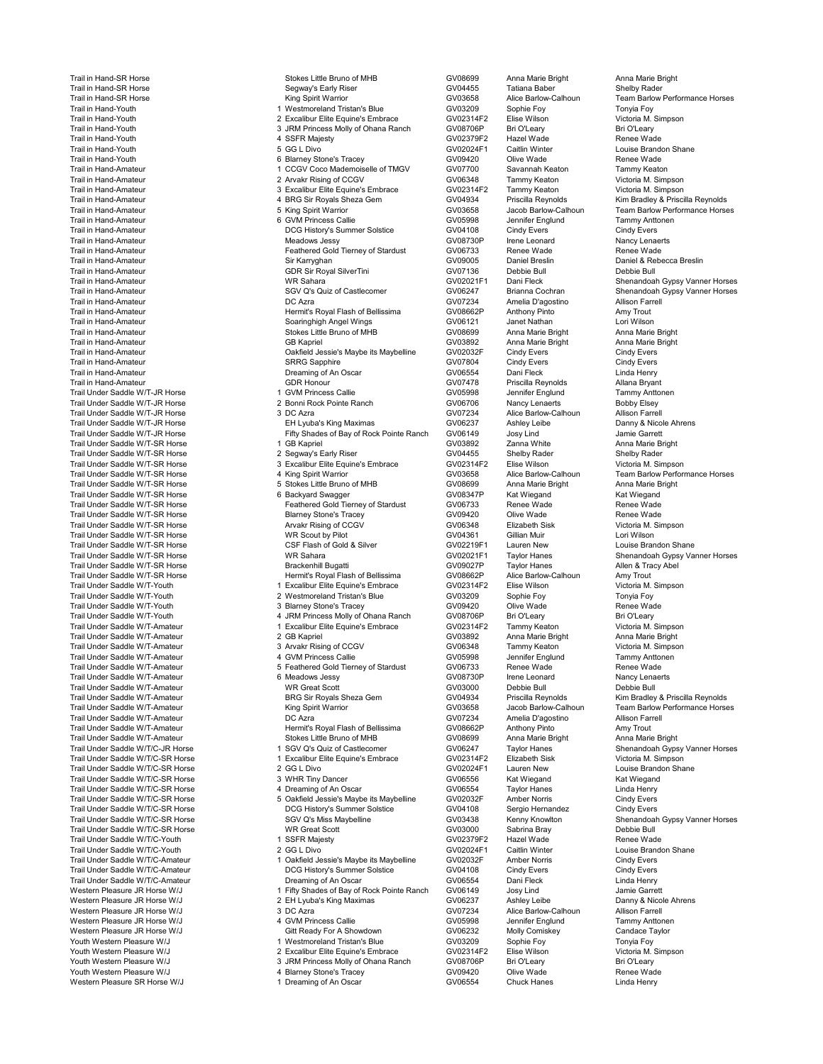| Class | Place | Horse | Reg # | Rider/Handler | Owner |
|---|---|---|---|---|---|
| Trail in Hand-SR Horse | | Stokes Little Bruno of MHB | GV08699 | Anna Marie Bright | Anna Marie Bright |
| Trail in Hand-SR Horse | | Segway's Early Riser | GV04455 | Tatiana Baber | Shelby Rader |
| Trail in Hand-SR Horse | | King Spirit Warrior | GV03658 | Alice Barlow-Calhoun | Team Barlow Performance Horses |
| Trail in Hand-Youth | 1 | Westmoreland Tristan's Blue | GV03209 | Sophie Foy | Tonya Foy |
| Trail in Hand-Youth | 2 | Excalibur Elite Equine's Embrace | GV02314F2 | Elise Wilson | Victoria M. Simpson |
| Trail in Hand-Youth | 3 | JRM Princess Molly of Ohana Ranch | GV08706P | Bri O'Leary | Bri O'Leary |
| Trail in Hand-Youth | 4 | SSFR Majesty | GV02379F2 | Hazel Wade | Renee Wade |
| Trail in Hand-Youth | 5 | GG L Divo | GV02024F1 | Caitlin Winter | Louise Brandon Shane |
| Trail in Hand-Youth | 6 | Blarney Stone's Tracey | GV09420 | Olive Wade | Renee Wade |
| Trail in Hand-Amateur | 1 | CCGV Coco Mademoiselle of TMGV | GV07700 | Savannah Keaton | Tammy Keaton |
| Trail in Hand-Amateur | 2 | Arvakr Rising of CCGV | GV06348 | Tammy Keaton | Victoria M. Simpson |
| Trail in Hand-Amateur | 3 | Excalibur Elite Equine's Embrace | GV02314F2 | Tammy Keaton | Victoria M. Simpson |
| Trail in Hand-Amateur | 4 | BRG Sir Royals Sheza Gem | GV04934 | Priscilla Reynolds | Kim Bradley & Priscilla Reynolds |
| Trail in Hand-Amateur | 5 | King Spirit Warrior | GV03658 | Jacob Barlow-Calhoun | Team Barlow Performance Horses |
| Trail in Hand-Amateur | 6 | GVM Princess Callie | GV05998 | Jennifer Englund | Tammy Anttonen |
| Trail in Hand-Amateur | | DCG History's Summer Solstice | GV04108 | Cindy Evers | Cindy Evers |
| Trail in Hand-Amateur | | Meadows Jessy | GV08730P | Irene Leonard | Nancy Lenaerts |
| Trail in Hand-Amateur | | Feathered Gold Tierney of Stardust | GV06733 | Renee Wade | Renee Wade |
| Trail in Hand-Amateur | | Sir Karryghan | GV09005 | Daniel Breslin | Daniel & Rebecca Breslin |
| Trail in Hand-Amateur | | GDR Sir Royal SilverTini | GV07136 | Debbie Bull | Debbie Bull |
| Trail in Hand-Amateur | | WR Sahara | GV02021F1 | Dani Fleck | Shenandoah Gypsy Vanner Horses |
| Trail in Hand-Amateur | | SGV Q's Quiz of Castlecomer | GV06247 | Brianna Cochran | Shenandoah Gypsy Vanner Horses |
| Trail in Hand-Amateur | | DC Azra | GV07234 | Amelia D'agostino | Allison Farrell |
| Trail in Hand-Amateur | | Hermit's Royal Flash of Bellissima | GV08662P | Anthony Pinto | Amy Trout |
| Trail in Hand-Amateur | | Soaringhigh Angel Wings | GV06121 | Janet Nathan | Lori Wilson |
| Trail in Hand-Amateur | | Stokes Little Bruno of MHB | GV08699 | Anna Marie Bright | Anna Marie Bright |
| Trail in Hand-Amateur | | GB Kapriel | GV03892 | Anna Marie Bright | Anna Marie Bright |
| Trail in Hand-Amateur | | Oakfield Jessie's Maybe its Maybelline | GV02032F | Cindy Evers | Cindy Evers |
| Trail in Hand-Amateur | | SRRG Sapphire | GV07804 | Cindy Evers | Cindy Evers |
| Trail in Hand-Amateur | | Dreaming of An Oscar | GV06554 | Dani Fleck | Linda Henry |
| Trail in Hand-Amateur | | GDR Honour | GV07478 | Priscilla Reynolds | Allana Bryant |
| Trail Under Saddle W/T-JR Horse | 1 | GVM Princess Callie | GV05998 | Jennifer Englund | Tammy Anttonen |
| Trail Under Saddle W/T-JR Horse | 2 | Bonni Rock Pointe Ranch | GV06706 | Nancy Lenaerts | Bobby Elsey |
| Trail Under Saddle W/T-JR Horse | 3 | DC Azra | GV07234 | Alice Barlow-Calhoun | Allison Farrell |
| Trail Under Saddle W/T-JR Horse | | EH Lyuba's King Maximas | GV06237 | Ashley Leibe | Danny & Nicole Ahrens |
| Trail Under Saddle W/T-JR Horse | | Fifty Shades of Bay of Rock Pointe Ranch | GV06149 | Josy Lind | Jamie Garrett |
| Trail Under Saddle W/T-SR Horse | 1 | GB Kapriel | GV03892 | Zanna White | Anna Marie Bright |
| Trail Under Saddle W/T-SR Horse | 2 | Segway's Early Riser | GV04455 | Shelby Rader | Shelby Rader |
| Trail Under Saddle W/T-SR Horse | 3 | Excalibur Elite Equine's Embrace | GV02314F2 | Elise Wilson | Victoria M. Simpson |
| Trail Under Saddle W/T-SR Horse | 4 | King Spirit Warrior | GV03658 | Alice Barlow-Calhoun | Team Barlow Performance Horses |
| Trail Under Saddle W/T-SR Horse | 5 | Stokes Little Bruno of MHB | GV08699 | Anna Marie Bright | Anna Marie Bright |
| Trail Under Saddle W/T-SR Horse | 6 | Backyard Swagger | GV08347P | Kat Wiegand | Kat Wiegand |
| Trail Under Saddle W/T-SR Horse | | Feathered Gold Tierney of Stardust | GV06733 | Renee Wade | Renee Wade |
| Trail Under Saddle W/T-SR Horse | | Blarney Stone's Tracey | GV09420 | Olive Wade | Renee Wade |
| Trail Under Saddle W/T-SR Horse | | Arvakr Rising of CCGV | GV06348 | Elizabeth Sisk | Victoria M. Simpson |
| Trail Under Saddle W/T-SR Horse | | WR Scout by Pilot | GV04361 | Gillian Muir | Lori Wilson |
| Trail Under Saddle W/T-SR Horse | | CSF Flash of Gold & Silver | GV02219F1 | Lauren New | Louise Brandon Shane |
| Trail Under Saddle W/T-SR Horse | | WR Sahara | GV02021F1 | Taylor Hanes | Shenandoah Gypsy Vanner Horses |
| Trail Under Saddle W/T-SR Horse | | Brackenhill Bugatti | GV09027P | Taylor Hanes | Allen & Tracy Abel |
| Trail Under Saddle W/T-SR Horse | | Hermit's Royal Flash of Bellissima | GV08662P | Alice Barlow-Calhoun | Amy Trout |
| Trail Under Saddle W/T-Youth | 1 | Excalibur Elite Equine's Embrace | GV02314F2 | Elise Wilson | Victoria M. Simpson |
| Trail Under Saddle W/T-Youth | 2 | Westmoreland Tristan's Blue | GV03209 | Sophie Foy | Tonya Foy |
| Trail Under Saddle W/T-Youth | 3 | Blarney Stone's Tracey | GV09420 | Olive Wade | Renee Wade |
| Trail Under Saddle W/T-Youth | 4 | JRM Princess Molly of Ohana Ranch | GV08706P | Bri O'Leary | Bri O'Leary |
| Trail Under Saddle W/T-Amateur | 1 | Excalibur Elite Equine's Embrace | GV02314F2 | Tammy Keaton | Victoria M. Simpson |
| Trail Under Saddle W/T-Amateur | 2 | GB Kapriel | GV03892 | Anna Marie Bright | Anna Marie Bright |
| Trail Under Saddle W/T-Amateur | 3 | Arvakr Rising of CCGV | GV06348 | Tammy Keaton | Victoria M. Simpson |
| Trail Under Saddle W/T-Amateur | 4 | GVM Princess Callie | GV05998 | Jennifer Englund | Tammy Anttonen |
| Trail Under Saddle W/T-Amateur | 5 | Feathered Gold Tierney of Stardust | GV06733 | Renee Wade | Renee Wade |
| Trail Under Saddle W/T-Amateur | 6 | Meadows Jessy | GV08730P | Irene Leonard | Nancy Lenaerts |
| Trail Under Saddle W/T-Amateur | | WR Great Scott | GV03000 | Debbie Bull | Debbie Bull |
| Trail Under Saddle W/T-Amateur | | BRG Sir Royals Sheza Gem | GV04934 | Priscilla Reynolds | Kim Bradley & Priscilla Reynolds |
| Trail Under Saddle W/T-Amateur | | King Spirit Warrior | GV03658 | Jacob Barlow-Calhoun | Team Barlow Performance Horses |
| Trail Under Saddle W/T-Amateur | | DC Azra | GV07234 | Amelia D'agostino | Allison Farrell |
| Trail Under Saddle W/T-Amateur | | Hermit's Royal Flash of Bellissima | GV08662P | Anthony Pinto | Amy Trout |
| Trail Under Saddle W/T-Amateur | | Stokes Little Bruno of MHB | GV08699 | Anna Marie Bright | Anna Marie Bright |
| Trail Under Saddle W/T/C-JR Horse | 1 | SGV Q's Quiz of Castlecomer | GV06247 | Taylor Hanes | Shenandoah Gypsy Vanner Horses |
| Trail Under Saddle W/T/C-SR Horse | 1 | Excalibur Elite Equine's Embrace | GV02314F2 | Elizabeth Sisk | Victoria M. Simpson |
| Trail Under Saddle W/T/C-SR Horse | 2 | GG L Divo | GV02024F1 | Lauren New | Louise Brandon Shane |
| Trail Under Saddle W/T/C-SR Horse | 3 | WHR Tiny Dancer | GV06556 | Kat Wiegand | Kat Wiegand |
| Trail Under Saddle W/T/C-SR Horse | 4 | Dreaming of An Oscar | GV06554 | Taylor Hanes | Linda Henry |
| Trail Under Saddle W/T/C-SR Horse | 5 | Oakfield Jessie's Maybe its Maybelline | GV02032F | Amber Norris | Cindy Evers |
| Trail Under Saddle W/T/C-SR Horse | | DCG History's Summer Solstice | GV04108 | Sergio Hernandez | Cindy Evers |
| Trail Under Saddle W/T/C-SR Horse | | SGV Q's Miss Maybelline | GV03438 | Kenny Knowlton | Shenandoah Gypsy Vanner Horses |
| Trail Under Saddle W/T/C-SR Horse | | WR Great Scott | GV03000 | Sabrina Bray | Debbie Bull |
| Trail Under Saddle W/T/C-Youth | 1 | SSFR Majesty | GV02379F2 | Hazel Wade | Renee Wade |
| Trail Under Saddle W/T/C-Youth | 2 | GG L Divo | GV02024F1 | Caitlin Winter | Louise Brandon Shane |
| Trail Under Saddle W/T/C-Amateur | 1 | Oakfield Jessie's Maybe its Maybelline | GV02032F | Amber Norris | Cindy Evers |
| Trail Under Saddle W/T/C-Amateur | | DCG History's Summer Solstice | GV04108 | Cindy Evers | Cindy Evers |
| Trail Under Saddle W/T/C-Amateur | | Dreaming of An Oscar | GV06554 | Dani Fleck | Linda Henry |
| Western Pleasure JR Horse W/J | 1 | Fifty Shades of Bay of Rock Pointe Ranch | GV06149 | Josy Lind | Jamie Garrett |
| Western Pleasure JR Horse W/J | 2 | EH Lyuba's King Maximas | GV06237 | Ashley Leibe | Danny & Nicole Ahrens |
| Western Pleasure JR Horse W/J | 3 | DC Azra | GV07234 | Alice Barlow-Calhoun | Allison Farrell |
| Western Pleasure JR Horse W/J | 4 | GVM Princess Callie | GV05998 | Jennifer Englund | Tammy Anttonen |
| Western Pleasure JR Horse W/J | | Gitt Ready For A Showdown | GV06232 | Molly Comiskey | Candace Taylor |
| Youth Western Pleasure W/J | 1 | Westmoreland Tristan's Blue | GV03209 | Sophie Foy | Tonya Foy |
| Youth Western Pleasure W/J | 2 | Excalibur Elite Equine's Embrace | GV02314F2 | Elise Wilson | Victoria M. Simpson |
| Youth Western Pleasure W/J | 3 | JRM Princess Molly of Ohana Ranch | GV08706P | Bri O'Leary | Bri O'Leary |
| Youth Western Pleasure W/J | 4 | Blarney Stone's Tracey | GV09420 | Olive Wade | Renee Wade |
| Western Pleasure SR Horse W/J | 1 | Dreaming of An Oscar | GV06554 | Chuck Hanes | Linda Henry |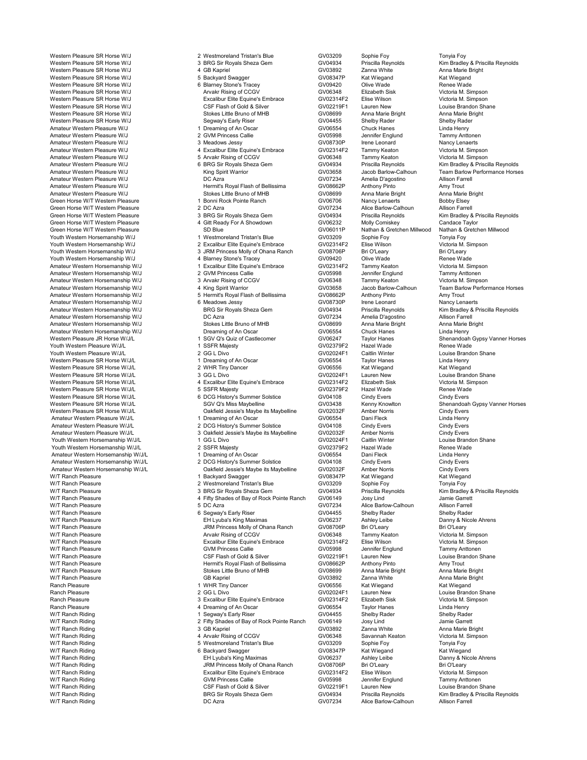| Class | Place | Horse | Number | Rider | Owner |
|---|---|---|---|---|---|
| Western Pleasure SR Horse W/J | 2 | Westmoreland Tristan's Blue | GV03209 | Sophie Foy | Tonyia Foy |
| Western Pleasure SR Horse W/J | 3 | BRG Sir Royals Sheza Gem | GV04934 | Priscilla Reynolds | Kim Bradley & Priscilla Reynolds |
| Western Pleasure SR Horse W/J | 4 | GB Kapriel | GV03892 | Zanna White | Anna Marie Bright |
| Western Pleasure SR Horse W/J | 5 | Backyard Swagger | GV08347P | Kat Wiegand | Kat Wiegand |
| Western Pleasure SR Horse W/J | 6 | Blarney Stone's Tracey | GV09420 | Olive Wade | Renee Wade |
| Western Pleasure SR Horse W/J | | Arvakr Rising of CCGV | GV06348 | Elizabeth Sisk | Victoria M. Simpson |
| Western Pleasure SR Horse W/J | | Excalibur Elite Equine's Embrace | GV02314F2 | Elise Wilson | Victoria M. Simpson |
| Western Pleasure SR Horse W/J | | CSF Flash of Gold & Silver | GV02219F1 | Lauren New | Louise Brandon Shane |
| Western Pleasure SR Horse W/J | | Stokes Little Bruno of MHB | GV08699 | Anna Marie Bright | Anna Marie Bright |
| Western Pleasure SR Horse W/J | | Segway's Early Riser | GV04455 | Shelby Rader | Shelby Rader |
| Amateur Western Pleasure W/J | 1 | Dreaming of An Oscar | GV06554 | Chuck Hanes | Linda Henry |
| Amateur Western Pleasure W/J | 2 | GVM Princess Callie | GV05998 | Jennifer Englund | Tammy Anttonen |
| Amateur Western Pleasure W/J | 3 | Meadows Jessy | GV08730P | Irene Leonard | Nancy Lenaerts |
| Amateur Western Pleasure W/J | 4 | Excalibur Elite Equine's Embrace | GV02314F2 | Tammy Keaton | Victoria M. Simpson |
| Amateur Western Pleasure W/J | 5 | Arvakr Rising of CCGV | GV06348 | Tammy Keaton | Victoria M. Simpson |
| Amateur Western Pleasure W/J | 6 | BRG Sir Royals Sheza Gem | GV04934 | Priscilla Reynolds | Kim Bradley & Priscilla Reynolds |
| Amateur Western Pleasure W/J | | King Spirit Warrior | GV03658 | Jacob Barlow-Calhoun | Team Barlow Performance Horses |
| Amateur Western Pleasure W/J | | DC Azra | GV07234 | Amelia D'agostino | Allison Farrell |
| Amateur Western Pleasure W/J | | Hermit's Royal Flash of Bellissima | GV08662P | Anthony Pinto | Amy Trout |
| Amateur Western Pleasure W/J | | Stokes Little Bruno of MHB | GV08699 | Anna Marie Bright | Anna Marie Bright |
| Green Horse W/T Western Pleasure | 1 | Bonni Rock Pointe Ranch | GV06706 | Nancy Lenaerts | Bobby Elsey |
| Green Horse W/T Western Pleasure | 2 | DC Azra | GV07234 | Alice Barlow-Calhoun | Allison Farrell |
| Green Horse W/T Western Pleasure | 3 | BRG Sir Royals Sheza Gem | GV04934 | Priscilla Reynolds | Kim Bradley & Priscilla Reynolds |
| Green Horse W/T Western Pleasure | 4 | Gitt Ready For A Showdown | GV06232 | Molly Comiskey | Candace Taylor |
| Green Horse W/T Western Pleasure | | SD Blue | GV06011P | Nathan & Gretchen Millwood | Nathan & Gretchen Millwood |
| Youth Western Horsemanship W/J | 1 | Westmoreland Tristan's Blue | GV03209 | Sophie Foy | Tonyia Foy |
| Youth Western Horsemanship W/J | 2 | Excalibur Elite Equine's Embrace | GV02314F2 | Elise Wilson | Victoria M. Simpson |
| Youth Western Horsemanship W/J | 3 | JRM Princess Molly of Ohana Ranch | GV08706P | Bri O'Leary | Bri O'Leary |
| Youth Western Horsemanship W/J | 4 | Blarney Stone's Tracey | GV09420 | Olive Wade | Renee Wade |
| Amateur Western Horsemanship W/J | 1 | Excalibur Elite Equine's Embrace | GV02314F2 | Tammy Keaton | Victoria M. Simpson |
| Amateur Western Horsemanship W/J | 2 | GVM Princess Callie | GV05998 | Jennifer Englund | Tammy Anttonen |
| Amateur Western Horsemanship W/J | 3 | Arvakr Rising of CCGV | GV06348 | Tammy Keaton | Victoria M. Simpson |
| Amateur Western Horsemanship W/J | 4 | King Spirit Warrior | GV03658 | Jacob Barlow-Calhoun | Team Barlow Performance Horses |
| Amateur Western Horsemanship W/J | 5 | Hermit's Royal Flash of Bellissima | GV08662P | Anthony Pinto | Amy Trout |
| Amateur Western Horsemanship W/J | 6 | Meadows Jessy | GV08730P | Irene Leonard | Nancy Lenaerts |
| Amateur Western Horsemanship W/J | | BRG Sir Royals Sheza Gem | GV04934 | Priscilla Reynolds | Kim Bradley & Priscilla Reynolds |
| Amateur Western Horsemanship W/J | | DC Azra | GV07234 | Amelia D'agostino | Allison Farrell |
| Amateur Western Horsemanship W/J | | Stokes Little Bruno of MHB | GV08699 | Anna Marie Bright | Anna Marie Bright |
| Amateur Western Horsemanship W/J | | Dreaming of An Oscar | GV06554 | Chuck Hanes | Linda Henry |
| Western Pleasure JR Horse W/J/L | 1 | SGV Q's Quiz of Castlecomer | GV06247 | Taylor Hanes | Shenandoah Gypsy Vanner Horses |
| Youth Western Pleasure W/J/L | 1 | SSFR Majesty | GV02379F2 | Hazel Wade | Renee Wade |
| Youth Western Pleasure W/J/L | 2 | GG L Divo | GV02024F1 | Caitlin Winter | Louise Brandon Shane |
| Western Pleasure SR Horse W/J/L | 1 | Dreaming of An Oscar | GV06554 | Taylor Hanes | Linda Henry |
| Western Pleasure SR Horse W/J/L | 2 | WHR Tiny Dancer | GV06556 | Kat Wiegand | Kat Wiegand |
| Western Pleasure SR Horse W/J/L | 3 | GG L Divo | GV02024F1 | Lauren New | Louise Brandon Shane |
| Western Pleasure SR Horse W/J/L | 4 | Excalibur Elite Equine's Embrace | GV02314F2 | Elizabeth Sisk | Victoria M. Simpson |
| Western Pleasure SR Horse W/J/L | 5 | SSFR Majesty | GV02379F2 | Hazel Wade | Renee Wade |
| Western Pleasure SR Horse W/J/L | 6 | DCG History's Summer Solstice | GV04108 | Cindy Evers | Cindy Evers |
| Western Pleasure SR Horse W/J/L | | SGV Q's Miss Maybelline | GV03438 | Kenny Knowlton | Shenandoah Gypsy Vanner Horses |
| Western Pleasure SR Horse W/J/L | | Oakfield Jessie's Maybe its Maybelline | GV02032F | Amber Norris | Cindy Evers |
| Amateur Western Pleasure W/J/L | 1 | Dreaming of An Oscar | GV06554 | Dani Fleck | Linda Henry |
| Amateur Western Pleasure W/J/L | 2 | DCG History's Summer Solstice | GV04108 | Cindy Evers | Cindy Evers |
| Amateur Western Pleasure W/J/L | 3 | Oakfield Jessie's Maybe its Maybelline | GV02032F | Amber Norris | Cindy Evers |
| Youth Western Horsemanship W/J/L | 1 | GG L Divo | GV02024F1 | Caitlin Winter | Louise Brandon Shane |
| Youth Western Horsemanship W/J/L | 2 | SSFR Majesty | GV02379F2 | Hazel Wade | Renee Wade |
| Amateur Western Horsemanship W/J/L | 1 | Dreaming of An Oscar | GV06554 | Dani Fleck | Linda Henry |
| Amateur Western Horsemanship W/J/L | 2 | DCG History's Summer Solstice | GV04108 | Cindy Evers | Cindy Evers |
| Amateur Western Horsemanship W/J/L | | Oakfield Jessie's Maybe its Maybelline | GV02032F | Amber Norris | Cindy Evers |
| W/T Ranch Pleasure | 1 | Backyard Swagger | GV08347P | Kat Wiegand | Kat Wiegand |
| W/T Ranch Pleasure | 2 | Westmoreland Tristan's Blue | GV03209 | Sophie Foy | Tonyia Foy |
| W/T Ranch Pleasure | 3 | BRG Sir Royals Sheza Gem | GV04934 | Priscilla Reynolds | Kim Bradley & Priscilla Reynolds |
| W/T Ranch Pleasure | 4 | Fifty Shades of Bay of Rock Pointe Ranch | GV06149 | Josy Lind | Jamie Garrett |
| W/T Ranch Pleasure | 5 | DC Azra | GV07234 | Alice Barlow-Calhoun | Allison Farrell |
| W/T Ranch Pleasure | 6 | Segway's Early Riser | GV04455 | Shelby Rader | Shelby Rader |
| W/T Ranch Pleasure | | EH Lyuba's King Maximas | GV06237 | Ashley Leibe | Danny & Nicole Ahrens |
| W/T Ranch Pleasure | | JRM Princess Molly of Ohana Ranch | GV08706P | Bri O'Leary | Bri O'Leary |
| W/T Ranch Pleasure | | Arvakr Rising of CCGV | GV06348 | Tammy Keaton | Victoria M. Simpson |
| W/T Ranch Pleasure | | Excalibur Elite Equine's Embrace | GV02314F2 | Elise Wilson | Victoria M. Simpson |
| W/T Ranch Pleasure | | GVM Princess Callie | GV05998 | Jennifer Englund | Tammy Anttonen |
| W/T Ranch Pleasure | | CSF Flash of Gold & Silver | GV02219F1 | Lauren New | Louise Brandon Shane |
| W/T Ranch Pleasure | | Hermit's Royal Flash of Bellissima | GV08662P | Anthony Pinto | Amy Trout |
| W/T Ranch Pleasure | | Stokes Little Bruno of MHB | GV08699 | Anna Marie Bright | Anna Marie Bright |
| W/T Ranch Pleasure | | GB Kapriel | GV03892 | Zanna White | Anna Marie Bright |
| Ranch Pleasure | 1 | WHR Tiny Dancer | GV06556 | Kat Wiegand | Kat Wiegand |
| Ranch Pleasure | 2 | GG L Divo | GV02024F1 | Lauren New | Louise Brandon Shane |
| Ranch Pleasure | 3 | Excalibur Elite Equine's Embrace | GV02314F2 | Elizabeth Sisk | Victoria M. Simpson |
| Ranch Pleasure | 4 | Dreaming of An Oscar | GV06554 | Taylor Hanes | Linda Henry |
| W/T Ranch Riding | 1 | Segway's Early Riser | GV04455 | Shelby Rader | Shelby Rader |
| W/T Ranch Riding | 2 | Fifty Shades of Bay of Rock Pointe Ranch | GV06149 | Josy Lind | Jamie Garrett |
| W/T Ranch Riding | 3 | GB Kapriel | GV03892 | Zanna White | Anna Marie Bright |
| W/T Ranch Riding | 4 | Arvakr Rising of CCGV | GV06348 | Savannah Keaton | Victoria M. Simpson |
| W/T Ranch Riding | 5 | Westmoreland Tristan's Blue | GV03209 | Sophie Foy | Tonyia Foy |
| W/T Ranch Riding | 6 | Backyard Swagger | GV08347P | Kat Wiegand | Kat Wiegand |
| W/T Ranch Riding | | EH Lyuba's King Maximas | GV06237 | Ashley Leibe | Danny & Nicole Ahrens |
| W/T Ranch Riding | | JRM Princess Molly of Ohana Ranch | GV08706P | Bri O'Leary | Bri O'Leary |
| W/T Ranch Riding | | Excalibur Elite Equine's Embrace | GV02314F2 | Elise Wilson | Victoria M. Simpson |
| W/T Ranch Riding | | GVM Princess Callie | GV05998 | Jennifer Englund | Tammy Anttonen |
| W/T Ranch Riding | | CSF Flash of Gold & Silver | GV02219F1 | Lauren New | Louise Brandon Shane |
| W/T Ranch Riding | | BRG Sir Royals Sheza Gem | GV04934 | Priscilla Reynolds | Kim Bradley & Priscilla Reynolds |
| W/T Ranch Riding | | DC Azra | GV07234 | Alice Barlow-Calhoun | Allison Farrell |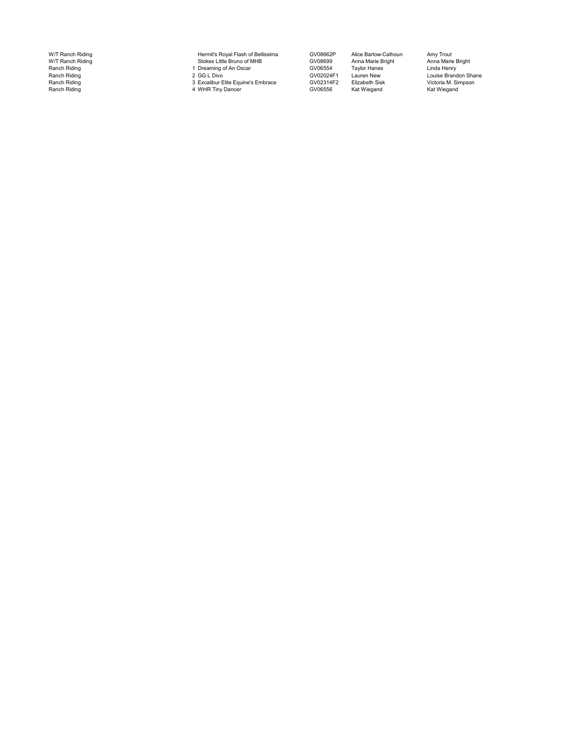| | | | | | |
|---|---|---|---|---|---|
| W/T Ranch Riding | | Hermit's Royal Flash of Bellissima | GV08662P | Alice Barlow-Calhoun | Amy Trout |
| W/T Ranch Riding | | Stokes Little Bruno of MHB | GV08699 | Anna Marie Bright | Anna Marie Bright |
| Ranch Riding | 1 | Dreaming of An Oscar | GV06554 | Taylor Hanes | Linda Henry |
| Ranch Riding | 2 | GG L Divo | GV02024F1 | Lauren New | Louise Brandon Shane |
| Ranch Riding | 3 | Excalibur Elite Equine's Embrace | GV02314F2 | Elizabeth Sisk | Victoria M. Simpson |
| Ranch Riding | 4 | WHR Tiny Dancer | GV06556 | Kat Wiegand | Kat Wiegand |